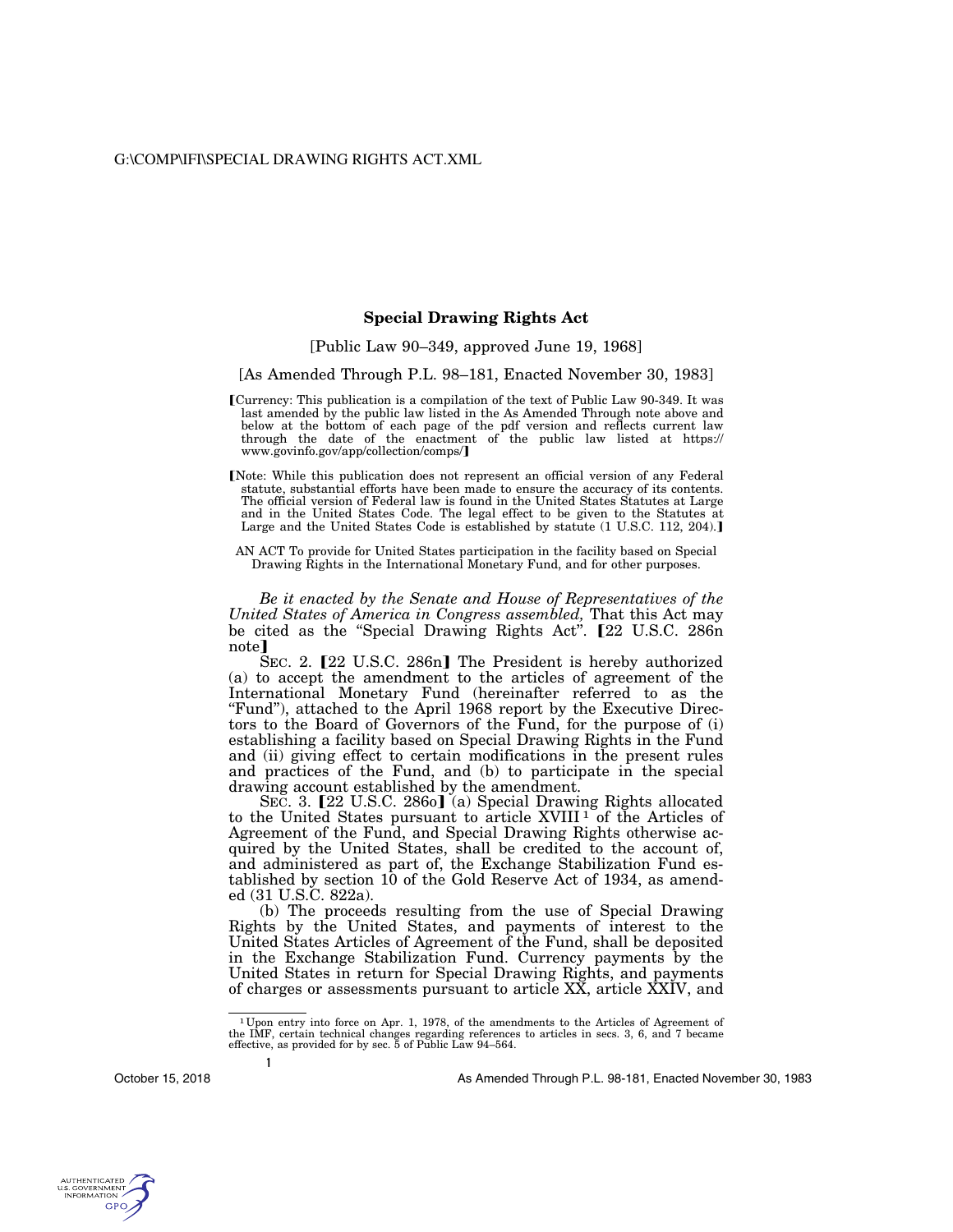# Special Drawing Rights Act

[Public Law 90–349, approved June 19, 1968]

[As Amended Through P.L. 98–181, Enacted November 30, 1983]

【Currency: This publication is a compilation of the text of Public Law 90-349. It was last amended by the public law listed in the As Amended Through note above and below at the bottom of each page of the pdf version and reflects current law through the date of the enactment of the public law listed at https://www.govinfo.gov/app/collection/comps/】

【Note: While this publication does not represent an official version of any Federal statute, substantial efforts have been made to ensure the accuracy of its contents. The official version of Federal law is found in the United States Statutes at Large and in the United States Code. The legal effect to be given to the Statutes at Large and the United States Code is established by statute (1 U.S.C. 112, 204).】

AN ACT To provide for United States participation in the facility based on Special Drawing Rights in the International Monetary Fund, and for other purposes.

*Be it enacted by the Senate and House of Representatives of the United States of America in Congress assembled,* That this Act may be cited as the "Special Drawing Rights Act". 【22 U.S.C. 286n note】

SEC. 2. 【22 U.S.C. 286n】 The President is hereby authorized (a) to accept the amendment to the articles of agreement of the International Monetary Fund (hereinafter referred to as the "Fund"), attached to the April 1968 report by the Executive Directors to the Board of Governors of the Fund, for the purpose of (i) establishing a facility based on Special Drawing Rights in the Fund and (ii) giving effect to certain modifications in the present rules and practices of the Fund, and (b) to participate in the special drawing account established by the amendment.

SEC. 3. 【22 U.S.C. 286o】 (a) Special Drawing Rights allocated to the United States pursuant to article XVIII [1] of the Articles of Agreement of the Fund, and Special Drawing Rights otherwise acquired by the United States, shall be credited to the account of, and administered as part of, the Exchange Stabilization Fund established by section 10 of the Gold Reserve Act of 1934, as amended (31 U.S.C. 822a).

(b) The proceeds resulting from the use of Special Drawing Rights by the United States, and payments of interest to the United States Articles of Agreement of the Fund, shall be deposited in the Exchange Stabilization Fund. Currency payments by the United States in return for Special Drawing Rights, and payments of charges or assessments pursuant to article XX, article XXIV, and

---

[1] Upon entry into force on Apr. 1, 1978, of the amendments to the Articles of Agreement of the IMF, certain technical changes regarding references to articles in secs. 3, 6, and 7 became effective, as provided for by sec. 5 of Public Law 94–564.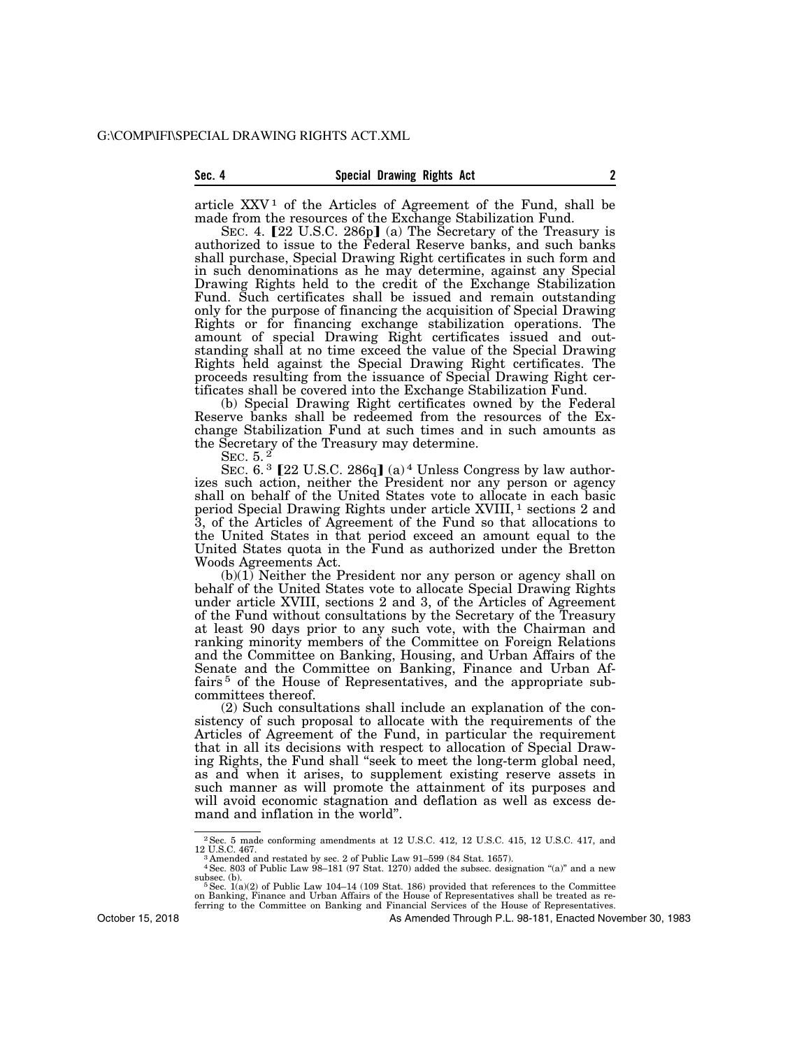article XXV[1] of the Articles of Agreement of the Fund, shall be made from the resources of the Exchange Stabilization Fund.

SEC. 4. [22 U.S.C. 286p] (a) The Secretary of the Treasury is authorized to issue to the Federal Reserve banks, and such banks shall purchase, Special Drawing Right certificates in such form and in such denominations as he may determine, against any Special Drawing Rights held to the credit of the Exchange Stabilization Fund. Such certificates shall be issued and remain outstanding only for the purpose of financing the acquisition of Special Drawing Rights or for financing exchange stabilization operations. The amount of special Drawing Right certificates issued and outstanding shall at no time exceed the value of the Special Drawing Rights held against the Special Drawing Right certificates. The proceeds resulting from the issuance of Special Drawing Right certificates shall be covered into the Exchange Stabilization Fund.

(b) Special Drawing Right certificates owned by the Federal Reserve banks shall be redeemed from the resources of the Exchange Stabilization Fund at such times and in such amounts as the Secretary of the Treasury may determine.

SEC. 5.[2]

SEC. 6.[3] [22 U.S.C. 286q] (a)[4] Unless Congress by law authorizes such action, neither the President nor any person or agency shall on behalf of the United States vote to allocate in each basic period Special Drawing Rights under article XVIII,[1] sections 2 and 3, of the Articles of Agreement of the Fund so that allocations to the United States in that period exceed an amount equal to the United States quota in the Fund as authorized under the Bretton Woods Agreements Act.

(b)(1) Neither the President nor any person or agency shall on behalf of the United States vote to allocate Special Drawing Rights under article XVIII, sections 2 and 3, of the Articles of Agreement of the Fund without consultations by the Secretary of the Treasury at least 90 days prior to any such vote, with the Chairman and ranking minority members of the Committee on Foreign Relations and the Committee on Banking, Housing, and Urban Affairs of the Senate and the Committee on Banking, Finance and Urban Affairs[5] of the House of Representatives, and the appropriate subcommittees thereof.

(2) Such consultations shall include an explanation of the consistency of such proposal to allocate with the requirements of the Articles of Agreement of the Fund, in particular the requirement that in all its decisions with respect to allocation of Special Drawing Rights, the Fund shall "seek to meet the long-term global need, as and when it arises, to supplement existing reserve assets in such manner as will promote the attainment of its purposes and will avoid economic stagnation and deflation as well as excess demand and inflation in the world".

---

[2] Sec. 5 made conforming amendments at 12 U.S.C. 412, 12 U.S.C. 415, 12 U.S.C. 417, and 12 U.S.C. 467.

[3] Amended and restated by sec. 2 of Public Law 91–599 (84 Stat. 1657).

[4] Sec. 803 of Public Law 98–181 (97 Stat. 1270) added the subsec. designation "(a)" and a new subsec. (b).

[5] Sec. 1(a)(2) of Public Law 104–14 (109 Stat. 186) provided that references to the Committee on Banking, Finance and Urban Affairs of the House of Representatives shall be treated as referring to the Committee on Banking and Financial Services of the House of Representatives.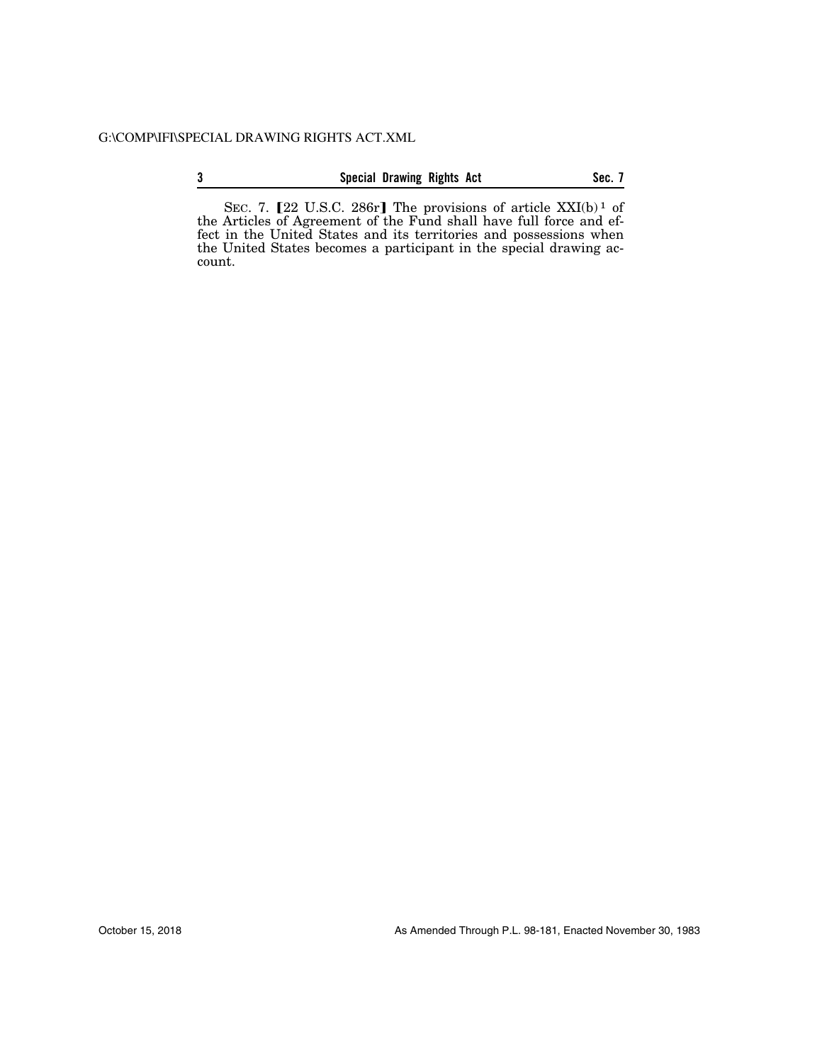SEC. 7. 【22 U.S.C. 286r】 The provisions of article XXI(b)[1] of the Articles of Agreement of the Fund shall have full force and effect in the United States and its territories and possessions when the United States becomes a participant in the special drawing account.